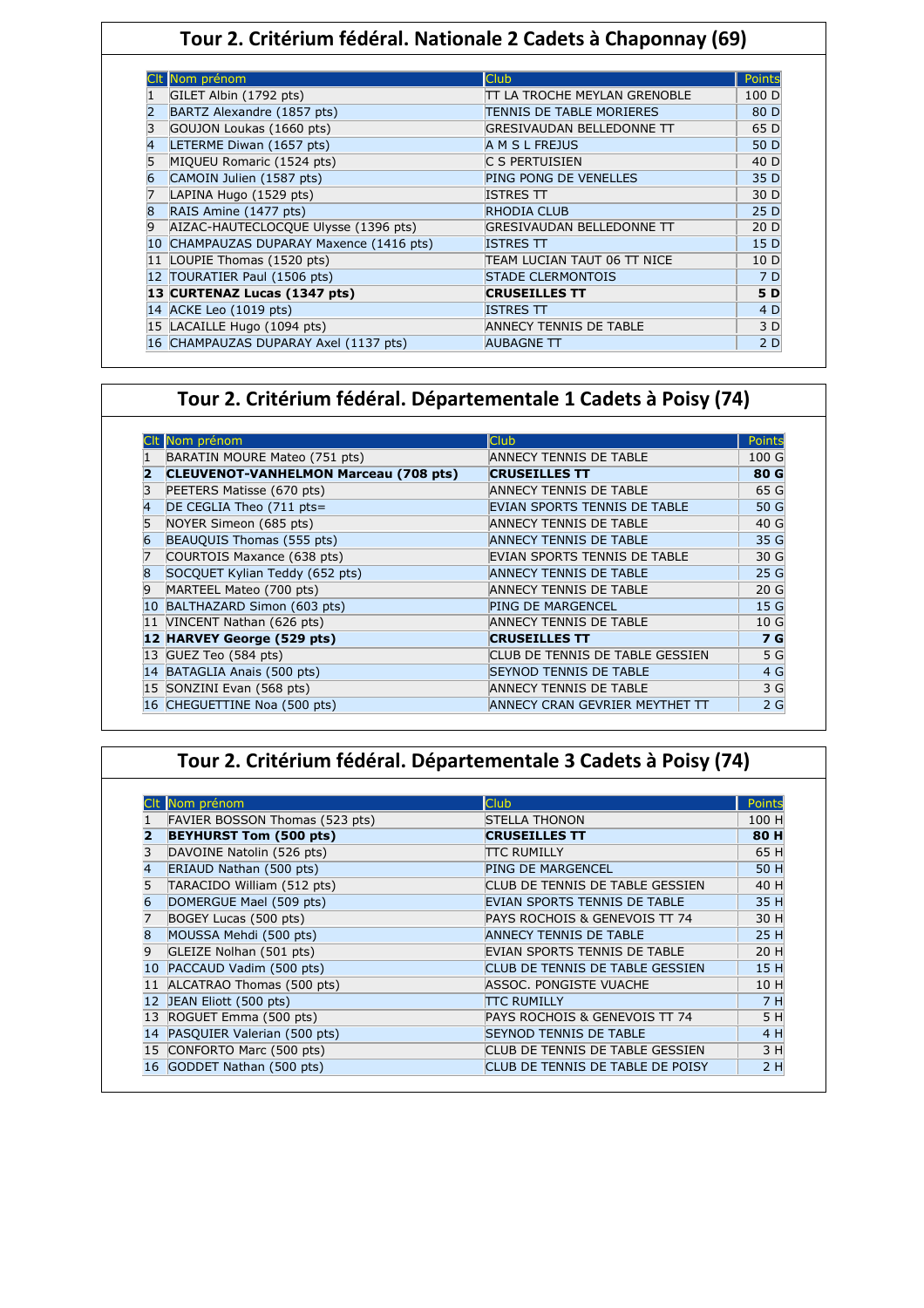## Tour 2. Critérium fédéral. Nationale 2 Cadets à Chaponnay (69)

| Clt | Nom prénom | Club | Points |
|---|---|---|---|
| 1 | GILET Albin (1792 pts) | TT LA TROCHE MEYLAN GRENOBLE | 100 D |
| 2 | BARTZ Alexandre (1857 pts) | TENNIS DE TABLE MORIERES | 80 D |
| 3 | GOUJON Loukas (1660 pts) | GRESIVAUDAN BELLEDONNE TT | 65 D |
| 4 | LETERME Diwan (1657 pts) | A M S L FREJUS | 50 D |
| 5 | MIQUEU Romaric (1524 pts) | C S PERTUISIEN | 40 D |
| 6 | CAMOIN Julien (1587 pts) | PING PONG DE VENELLES | 35 D |
| 7 | LAPINA Hugo (1529 pts) | ISTRES TT | 30 D |
| 8 | RAIS Amine (1477 pts) | RHODIA CLUB | 25 D |
| 9 | AIZAC-HAUTECLOCQUE Ulysse (1396 pts) | GRESIVAUDAN BELLEDONNE TT | 20 D |
| 10 | CHAMPAUZAS DUPARAY Maxence (1416 pts) | ISTRES TT | 15 D |
| 11 | LOUPIE Thomas (1520 pts) | TEAM LUCIAN TAUT 06 TT NICE | 10 D |
| 12 | TOURATIER Paul (1506 pts) | STADE CLERMONTOIS | 7 D |
| **13** | **CURTENAZ Lucas (1347 pts)** | **CRUSEILLES TT** | **5 D** |
| 14 | ACKE Leo (1019 pts) | ISTRES TT | 4 D |
| 15 | LACAILLE Hugo (1094 pts) | ANNECY TENNIS DE TABLE | 3 D |
| 16 | CHAMPAUZAS DUPARAY Axel (1137 pts) | AUBAGNE TT | 2 D |

## Tour 2. Critérium fédéral. Départementale 1 Cadets à Poisy (74)

| Clt | Nom prénom | Club | Points |
|---|---|---|---|
| 1 | BARATIN MOURE Mateo (751 pts) | ANNECY TENNIS DE TABLE | 100 G |
| **2** | **CLEUVENOT-VANHELMON Marceau (708 pts)** | **CRUSEILLES TT** | **80 G** |
| 3 | PEETERS Matisse (670 pts) | ANNECY TENNIS DE TABLE | 65 G |
| 4 | DE CEGLIA Theo (711 pts= | EVIAN SPORTS TENNIS DE TABLE | 50 G |
| 5 | NOYER Simeon (685 pts) | ANNECY TENNIS DE TABLE | 40 G |
| 6 | BEAUQUIS Thomas (555 pts) | ANNECY TENNIS DE TABLE | 35 G |
| 7 | COURTOIS Maxance (638 pts) | EVIAN SPORTS TENNIS DE TABLE | 30 G |
| 8 | SOCQUET Kylian Teddy (652 pts) | ANNECY TENNIS DE TABLE | 25 G |
| 9 | MARTEEL Mateo (700 pts) | ANNECY TENNIS DE TABLE | 20 G |
| 10 | BALTHAZARD Simon (603 pts) | PING DE MARGENCEL | 15 G |
| 11 | VINCENT Nathan (626 pts) | ANNECY TENNIS DE TABLE | 10 G |
| **12** | **HARVEY George (529 pts)** | **CRUSEILLES TT** | **7 G** |
| 13 | GUEZ Teo (584 pts) | CLUB DE TENNIS DE TABLE GESSIEN | 5 G |
| 14 | BATAGLIA Anais (500 pts) | SEYNOD TENNIS DE TABLE | 4 G |
| 15 | SONZINI Evan (568 pts) | ANNECY TENNIS DE TABLE | 3 G |
| 16 | CHEGUETTINE Noa (500 pts) | ANNECY CRAN GEVRIER MEYTHET TT | 2 G |

## Tour 2. Critérium fédéral. Départementale 3 Cadets à Poisy (74)

| Clt | Nom prénom | Club | Points |
|---|---|---|---|
| 1 | FAVIER BOSSON Thomas (523 pts) | STELLA THONON | 100 H |
| **2** | **BEYHURST Tom (500 pts)** | **CRUSEILLES TT** | **80 H** |
| 3 | DAVOINE Natolin (526 pts) | TTC RUMILLY | 65 H |
| 4 | ERIAUD Nathan (500 pts) | PING DE MARGENCEL | 50 H |
| 5 | TARACIDO William (512 pts) | CLUB DE TENNIS DE TABLE GESSIEN | 40 H |
| 6 | DOMERGUE Mael (509 pts) | EVIAN SPORTS TENNIS DE TABLE | 35 H |
| 7 | BOGEY Lucas (500 pts) | PAYS ROCHOIS & GENEVOIS TT 74 | 30 H |
| 8 | MOUSSA Mehdi (500 pts) | ANNECY TENNIS DE TABLE | 25 H |
| 9 | GLEIZE Nolhan (501 pts) | EVIAN SPORTS TENNIS DE TABLE | 20 H |
| 10 | PACCAUD Vadim (500 pts) | CLUB DE TENNIS DE TABLE GESSIEN | 15 H |
| 11 | ALCATRAO Thomas (500 pts) | ASSOC. PONGISTE VUACHE | 10 H |
| 12 | JEAN Eliott (500 pts) | TTC RUMILLY | 7 H |
| 13 | ROGUET Emma (500 pts) | PAYS ROCHOIS & GENEVOIS TT 74 | 5 H |
| 14 | PASQUIER Valerian (500 pts) | SEYNOD TENNIS DE TABLE | 4 H |
| 15 | CONFORTO Marc (500 pts) | CLUB DE TENNIS DE TABLE GESSIEN | 3 H |
| 16 | GODDET Nathan (500 pts) | CLUB DE TENNIS DE TABLE DE POISY | 2 H |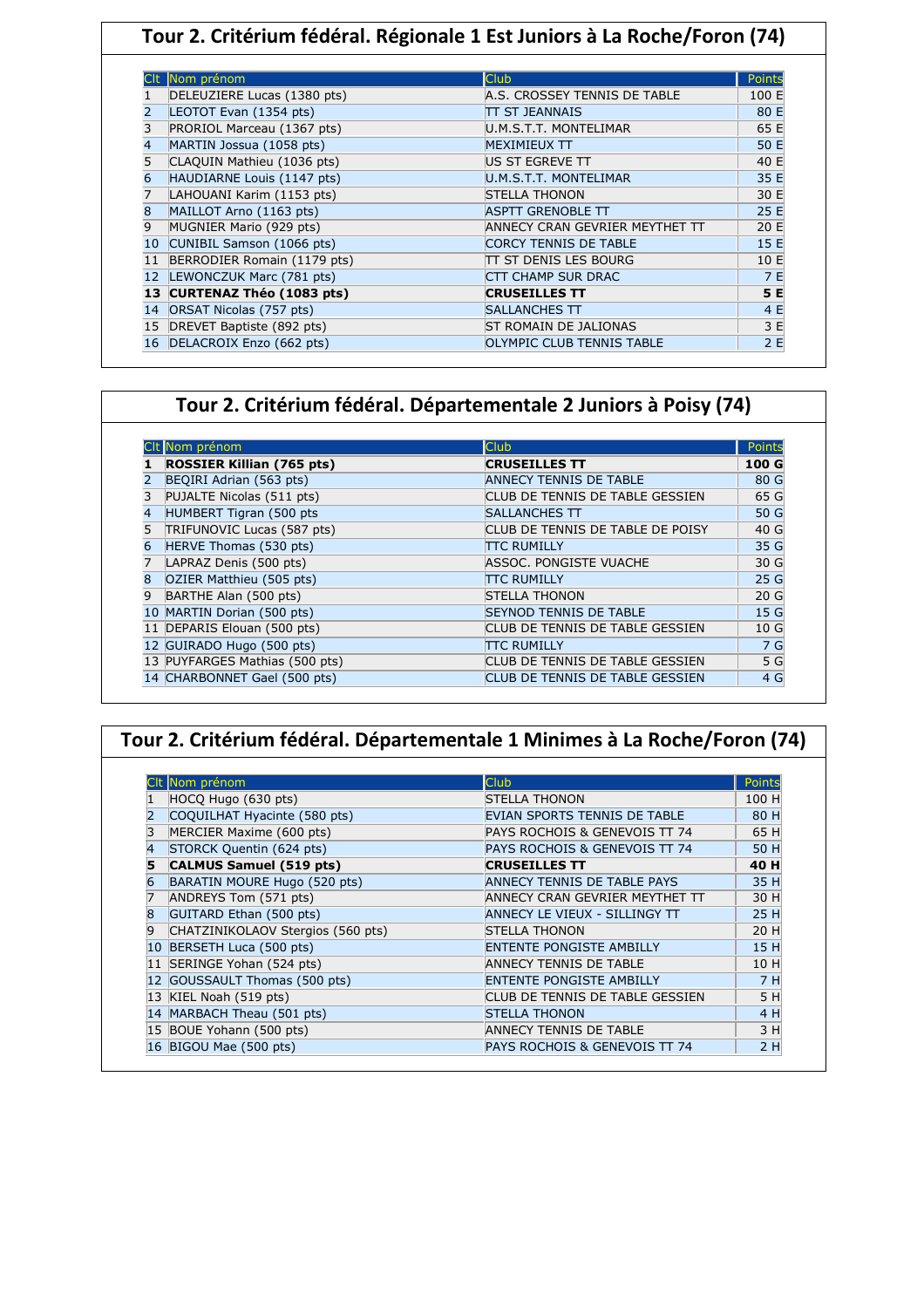## Tour 2. Critérium fédéral. Régionale 1 Est Juniors à La Roche/Foron (74)

| Clt | Nom prénom | Club | Points |
|---|---|---|---|
| 1 | DELEUZIERE Lucas (1380 pts) | A.S. CROSSEY TENNIS DE TABLE | 100 E |
| 2 | LEOTOT Evan (1354 pts) | TT ST JEANNAIS | 80 E |
| 3 | PRORIOL Marceau (1367 pts) | U.M.S.T.T. MONTELIMAR | 65 E |
| 4 | MARTIN Jossua (1058 pts) | MEXIMIEUX TT | 50 E |
| 5 | CLAQUIN Mathieu (1036 pts) | US ST EGREVE TT | 40 E |
| 6 | HAUDIARNE Louis (1147 pts) | U.M.S.T.T. MONTELIMAR | 35 E |
| 7 | LAHOUANI Karim (1153 pts) | STELLA THONON | 30 E |
| 8 | MAILLOT Arno (1163 pts) | ASPTT GRENOBLE TT | 25 E |
| 9 | MUGNIER Mario (929 pts) | ANNECY CRAN GEVRIER MEYTHET TT | 20 E |
| 10 | CUNIBIL Samson (1066 pts) | CORCY TENNIS DE TABLE | 15 E |
| 11 | BERRODIER Romain (1179 pts) | TT ST DENIS LES BOURG | 10 E |
| 12 | LEWONCZUK Marc (781 pts) | CTT CHAMP SUR DRAC | 7 E |
| **13** | **CURTENAZ Théo (1083 pts)** | **CRUSEILLES TT** | **5 E** |
| 14 | ORSAT Nicolas (757 pts) | SALLANCHES TT | 4 E |
| 15 | DREVET Baptiste (892 pts) | ST ROMAIN DE JALIONAS | 3 E |
| 16 | DELACROIX Enzo (662 pts) | OLYMPIC CLUB TENNIS TABLE | 2 E |

## Tour 2. Critérium fédéral. Départementale 2 Juniors à Poisy (74)

| Clt | Nom prénom | Club | Points |
|---|---|---|---|
| **1** | **ROSSIER Killian (765 pts)** | **CRUSEILLES TT** | **100 G** |
| 2 | BEQIRI Adrian (563 pts) | ANNECY TENNIS DE TABLE | 80 G |
| 3 | PUJALTE Nicolas (511 pts) | CLUB DE TENNIS DE TABLE GESSIEN | 65 G |
| 4 | HUMBERT Tigran (500 pts | SALLANCHES TT | 50 G |
| 5 | TRIFUNOVIC Lucas (587 pts) | CLUB DE TENNIS DE TABLE DE POISY | 40 G |
| 6 | HERVE Thomas (530 pts) | TTC RUMILLY | 35 G |
| 7 | LAPRAZ Denis (500 pts) | ASSOC. PONGISTE VUACHE | 30 G |
| 8 | OZIER Matthieu (505 pts) | TTC RUMILLY | 25 G |
| 9 | BARTHE Alan (500 pts) | STELLA THONON | 20 G |
| 10 | MARTIN Dorian (500 pts) | SEYNOD TENNIS DE TABLE | 15 G |
| 11 | DEPARIS Elouan (500 pts) | CLUB DE TENNIS DE TABLE GESSIEN | 10 G |
| 12 | GUIRADO Hugo (500 pts) | TTC RUMILLY | 7 G |
| 13 | PUYFARGES Mathias (500 pts) | CLUB DE TENNIS DE TABLE GESSIEN | 5 G |
| 14 | CHARBONNET Gael (500 pts) | CLUB DE TENNIS DE TABLE GESSIEN | 4 G |

## Tour 2. Critérium fédéral. Départementale 1 Minimes à La Roche/Foron (74)

| Clt | Nom prénom | Club | Points |
|---|---|---|---|
| 1 | HOCQ Hugo (630 pts) | STELLA THONON | 100 H |
| 2 | COQUILHAT Hyacinte (580 pts) | EVIAN SPORTS TENNIS DE TABLE | 80 H |
| 3 | MERCIER Maxime (600 pts) | PAYS ROCHOIS & GENEVOIS TT 74 | 65 H |
| 4 | STORCK Quentin (624 pts) | PAYS ROCHOIS & GENEVOIS TT 74 | 50 H |
| **5** | **CALMUS Samuel (519 pts)** | **CRUSEILLES TT** | **40 H** |
| 6 | BARATIN MOURE Hugo (520 pts) | ANNECY TENNIS DE TABLE PAYS | 35 H |
| 7 | ANDREYS Tom (571 pts) | ANNECY CRAN GEVRIER MEYTHET TT | 30 H |
| 8 | GUITARD Ethan (500 pts) | ANNECY LE VIEUX - SILLINGY TT | 25 H |
| 9 | CHATZINIKOLAOV Stergios (560 pts) | STELLA THONON | 20 H |
| 10 | BERSETH Luca (500 pts) | ENTENTE PONGISTE AMBILLY | 15 H |
| 11 | SERINGE Yohan (524 pts) | ANNECY TENNIS DE TABLE | 10 H |
| 12 | GOUSSAULT Thomas (500 pts) | ENTENTE PONGISTE AMBILLY | 7 H |
| 13 | KIEL Noah (519 pts) | CLUB DE TENNIS DE TABLE GESSIEN | 5 H |
| 14 | MARBACH Theau (501 pts) | STELLA THONON | 4 H |
| 15 | BOUE Yohann (500 pts) | ANNECY TENNIS DE TABLE | 3 H |
| 16 | BIGOU Mae (500 pts) | PAYS ROCHOIS & GENEVOIS TT 74 | 2 H |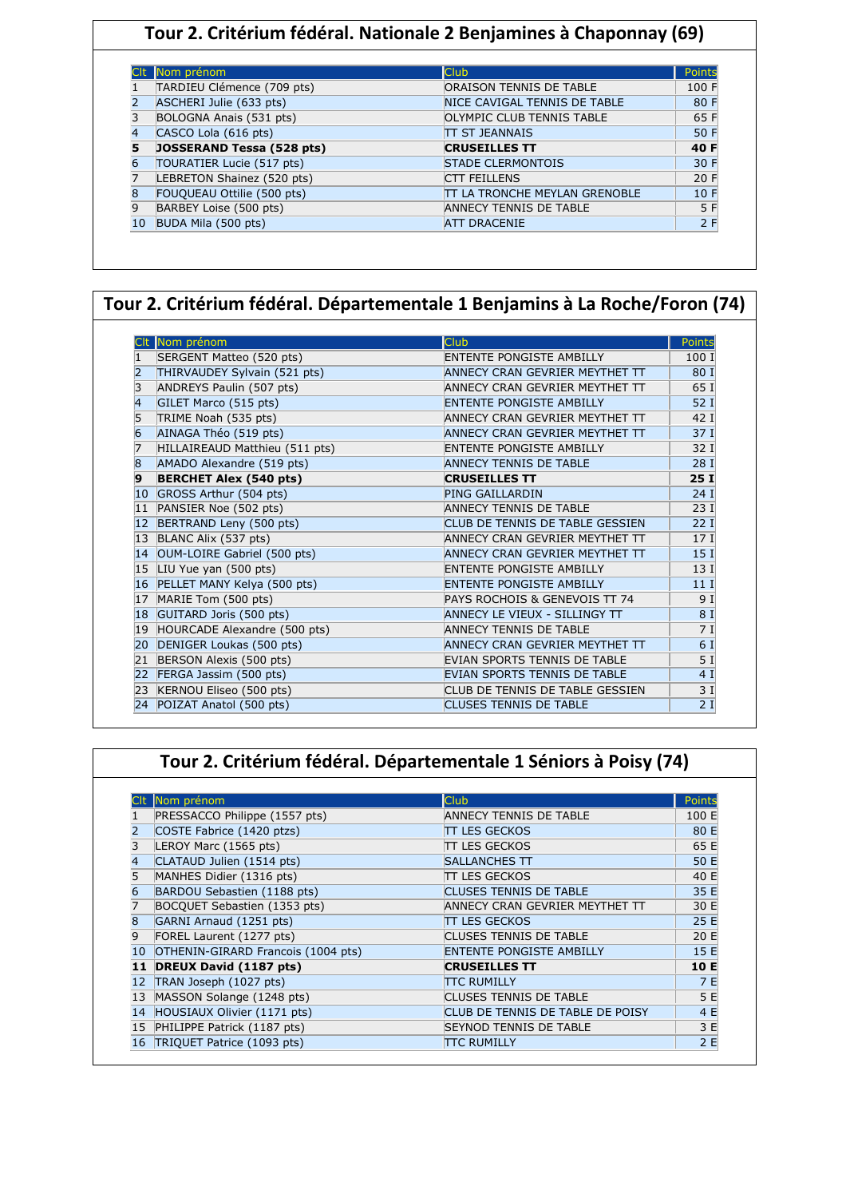## Tour 2. Critérium fédéral. Nationale 2 Benjamines à Chaponnay (69)

| Clt | Nom prénom | Club | Points |
|---|---|---|---|
| 1 | TARDIEU Clémence (709 pts) | ORAISON TENNIS DE TABLE | 100 F |
| 2 | ASCHERI Julie (633 pts) | NICE CAVIGAL TENNIS DE TABLE | 80 F |
| 3 | BOLOGNA Anais (531 pts) | OLYMPIC CLUB TENNIS TABLE | 65 F |
| 4 | CASCO Lola (616 pts) | TT ST JEANNAIS | 50 F |
| **5** | **JOSSERAND Tessa (528 pts)** | **CRUSEILLES TT** | **40 F** |
| 6 | TOURATIER Lucie (517 pts) | STADE CLERMONTOIS | 30 F |
| 7 | LEBRETON Shainez (520 pts) | CTT FEILLENS | 20 F |
| 8 | FOUQUEAU Ottilie (500 pts) | TT LA TRONCHE MEYLAN GRENOBLE | 10 F |
| 9 | BARBEY Loise (500 pts) | ANNECY TENNIS DE TABLE | 5 F |
| 10 | BUDA Mila (500 pts) | ATT DRACENIE | 2 F |

## Tour 2. Critérium fédéral. Départementale 1 Benjamins à La Roche/Foron (74)

| Clt | Nom prénom | Club | Points |
|---|---|---|---|
| 1 | SERGENT Matteo (520 pts) | ENTENTE PONGISTE AMBILLY | 100 I |
| 2 | THIRVAUDEY Sylvain (521 pts) | ANNECY CRAN GEVRIER MEYTHET TT | 80 I |
| 3 | ANDREYS Paulin (507 pts) | ANNECY CRAN GEVRIER MEYTHET TT | 65 I |
| 4 | GILET Marco (515 pts) | ENTENTE PONGISTE AMBILLY | 52 I |
| 5 | TRIME Noah (535 pts) | ANNECY CRAN GEVRIER MEYTHET TT | 42 I |
| 6 | AINAGA Théo (519 pts) | ANNECY CRAN GEVRIER MEYTHET TT | 37 I |
| 7 | HILLAIREAUD Matthieu (511 pts) | ENTENTE PONGISTE AMBILLY | 32 I |
| 8 | AMADO Alexandre (519 pts) | ANNECY TENNIS DE TABLE | 28 I |
| **9** | **BERCHET Alex (540 pts)** | **CRUSEILLES TT** | **25 I** |
| 10 | GROSS Arthur (504 pts) | PING GAILLARDIN | 24 I |
| 11 | PANSIER Noe (502 pts) | ANNECY TENNIS DE TABLE | 23 I |
| 12 | BERTRAND Leny (500 pts) | CLUB DE TENNIS DE TABLE GESSIEN | 22 I |
| 13 | BLANC Alix (537 pts) | ANNECY CRAN GEVRIER MEYTHET TT | 17 I |
| 14 | OUM-LOIRE Gabriel (500 pts) | ANNECY CRAN GEVRIER MEYTHET TT | 15 I |
| 15 | LIU Yue yan (500 pts) | ENTENTE PONGISTE AMBILLY | 13 I |
| 16 | PELLET MANY Kelya (500 pts) | ENTENTE PONGISTE AMBILLY | 11 I |
| 17 | MARIE Tom (500 pts) | PAYS ROCHOIS & GENEVOIS TT 74 | 9 I |
| 18 | GUITARD Joris (500 pts) | ANNECY LE VIEUX - SILLINGY TT | 8 I |
| 19 | HOURCADE Alexandre (500 pts) | ANNECY TENNIS DE TABLE | 7 I |
| 20 | DENIGER Loukas (500 pts) | ANNECY CRAN GEVRIER MEYTHET TT | 6 I |
| 21 | BERSON Alexis (500 pts) | EVIAN SPORTS TENNIS DE TABLE | 5 I |
| 22 | FERGA Jassim (500 pts) | EVIAN SPORTS TENNIS DE TABLE | 4 I |
| 23 | KERNOU Eliseo (500 pts) | CLUB DE TENNIS DE TABLE GESSIEN | 3 I |
| 24 | POIZAT Anatol (500 pts) | CLUSES TENNIS DE TABLE | 2 I |

## Tour 2. Critérium fédéral. Départementale 1 Séniors à Poisy (74)

| Clt | Nom prénom | Club | Points |
|---|---|---|---|
| 1 | PRESSACCO Philippe (1557 pts) | ANNECY TENNIS DE TABLE | 100 E |
| 2 | COSTE Fabrice (1420 ptzs) | TT LES GECKOS | 80 E |
| 3 | LEROY Marc (1565 pts) | TT LES GECKOS | 65 E |
| 4 | CLATAUD Julien (1514 pts) | SALLANCHES TT | 50 E |
| 5 | MANHES Didier (1316 pts) | TT LES GECKOS | 40 E |
| 6 | BARDOU Sebastien (1188 pts) | CLUSES TENNIS DE TABLE | 35 E |
| 7 | BOCQUET Sebastien (1353 pts) | ANNECY CRAN GEVRIER MEYTHET TT | 30 E |
| 8 | GARNI Arnaud (1251 pts) | TT LES GECKOS | 25 E |
| 9 | FOREL Laurent (1277 pts) | CLUSES TENNIS DE TABLE | 20 E |
| 10 | OTHENIN-GIRARD Francois (1004 pts) | ENTENTE PONGISTE AMBILLY | 15 E |
| **11** | **DREUX David (1187 pts)** | **CRUSEILLES TT** | **10 E** |
| 12 | TRAN Joseph (1027 pts) | TTC RUMILLY | 7 E |
| 13 | MASSON Solange (1248 pts) | CLUSES TENNIS DE TABLE | 5 E |
| 14 | HOUSIAUX Olivier (1171 pts) | CLUB DE TENNIS DE TABLE DE POISY | 4 E |
| 15 | PHILIPPE Patrick (1187 pts) | SEYNOD TENNIS DE TABLE | 3 E |
| 16 | TRIQUET Patrice (1093 pts) | TTC RUMILLY | 2 E |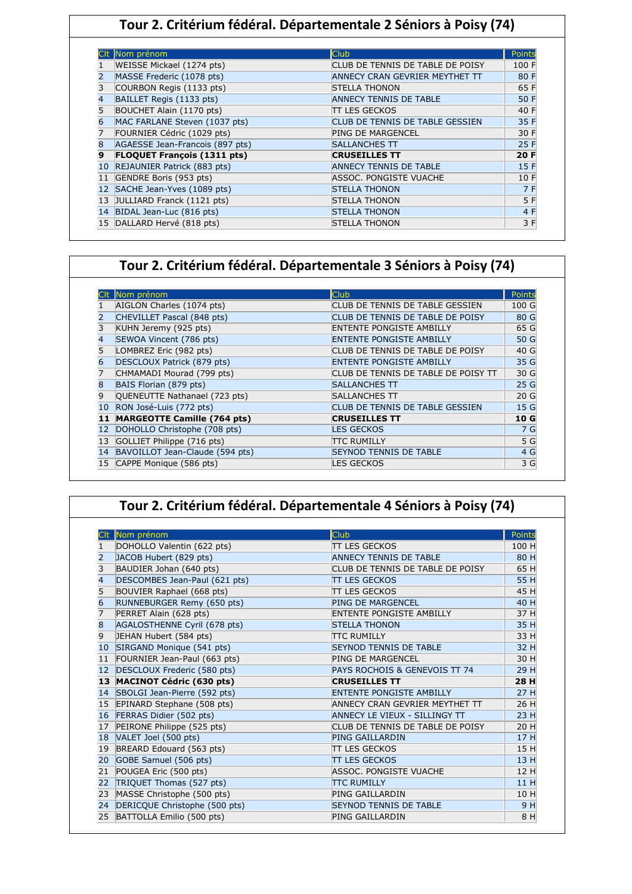## Tour 2. Critérium fédéral. Départementale 2 Séniors à Poisy (74)

| Clt | Nom prénom | Club | Points |
|---|---|---|---|
| 1 | WEISSE Mickael (1274 pts) | CLUB DE TENNIS DE TABLE DE POISY | 100 F |
| 2 | MASSE Frederic (1078 pts) | ANNECY CRAN GEVRIER MEYTHET TT | 80 F |
| 3 | COURBON Regis (1133 pts) | STELLA THONON | 65 F |
| 4 | BAILLET Regis (1133 pts) | ANNECY TENNIS DE TABLE | 50 F |
| 5 | BOUCHET Alain (1170 pts) | TT LES GECKOS | 40 F |
| 6 | MAC FARLANE Steven (1037 pts) | CLUB DE TENNIS DE TABLE GESSIEN | 35 F |
| 7 | FOURNIER Cédric (1029 pts) | PING DE MARGENCEL | 30 F |
| 8 | AGAESSE Jean-Francois (897 pts) | SALLANCHES TT | 25 F |
| **9** | **FLOQUET François (1311 pts)** | **CRUSEILLES TT** | **20 F** |
| 10 | REJAUNIER Patrick (883 pts) | ANNECY TENNIS DE TABLE | 15 F |
| 11 | GENDRE Boris (953 pts) | ASSOC. PONGISTE VUACHE | 10 F |
| 12 | SACHE Jean-Yves (1089 pts) | STELLA THONON | 7 F |
| 13 | JULLIARD Franck (1121 pts) | STELLA THONON | 5 F |
| 14 | BIDAL Jean-Luc (816 pts) | STELLA THONON | 4 F |
| 15 | DALLARD Hervé (818 pts) | STELLA THONON | 3 F |

## Tour 2. Critérium fédéral. Départementale 3 Séniors à Poisy (74)

| Clt | Nom prénom | Club | Points |
|---|---|---|---|
| 1 | AIGLON Charles (1074 pts) | CLUB DE TENNIS DE TABLE GESSIEN | 100 G |
| 2 | CHEVILLET Pascal (848 pts) | CLUB DE TENNIS DE TABLE DE POISY | 80 G |
| 3 | KUHN Jeremy (925 pts) | ENTENTE PONGISTE AMBILLY | 65 G |
| 4 | SEWOA Vincent (786 pts) | ENTENTE PONGISTE AMBILLY | 50 G |
| 5 | LOMBREZ Eric (982 pts) | CLUB DE TENNIS DE TABLE DE POISY | 40 G |
| 6 | DESCLOUX Patrick (879 pts) | ENTENTE PONGISTE AMBILLY | 35 G |
| 7 | CHMAMADI Mourad (799 pts) | CLUB DE TENNIS DE TABLE DE POISY TT | 30 G |
| 8 | BAIS Florian (879 pts) | SALLANCHES TT | 25 G |
| 9 | QUENEUTTE Nathanael (723 pts) | SALLANCHES TT | 20 G |
| 10 | RON José-Luis (772 pts) | CLUB DE TENNIS DE TABLE GESSIEN | 15 G |
| **11** | **MARGEOTTE Camille (764 pts)** | **CRUSEILLES TT** | **10 G** |
| 12 | DOHOLLO Christophe (708 pts) | LES GECKOS | 7 G |
| 13 | GOLLIET Philippe (716 pts) | TTC RUMILLY | 5 G |
| 14 | BAVOILLOT Jean-Claude (594 pts) | SEYNOD TENNIS DE TABLE | 4 G |
| 15 | CAPPE Monique (586 pts) | LES GECKOS | 3 G |

## Tour 2. Critérium fédéral. Départementale 4 Séniors à Poisy (74)

| Clt | Nom prénom | Club | Points |
|---|---|---|---|
| 1 | DOHOLLO Valentin (622 pts) | TT LES GECKOS | 100 H |
| 2 | JACOB Hubert (829 pts) | ANNECY TENNIS DE TABLE | 80 H |
| 3 | BAUDIER Johan (640 pts) | CLUB DE TENNIS DE TABLE DE POISY | 65 H |
| 4 | DESCOMBES Jean-Paul (621 pts) | TT LES GECKOS | 55 H |
| 5 | BOUVIER Raphael (668 pts) | TT LES GECKOS | 45 H |
| 6 | RUNNEBURGER Remy (650 pts) | PING DE MARGENCEL | 40 H |
| 7 | PERRET Alain (628 pts) | ENTENTE PONGISTE AMBILLY | 37 H |
| 8 | AGALOSTHENNE Cyril (678 pts) | STELLA THONON | 35 H |
| 9 | JEHAN Hubert (584 pts) | TTC RUMILLY | 33 H |
| 10 | SIRGAND Monique (541 pts) | SEYNOD TENNIS DE TABLE | 32 H |
| 11 | FOURNIER Jean-Paul (663 pts) | PING DE MARGENCEL | 30 H |
| 12 | DESCLOUX Frederic (580 pts) | PAYS ROCHOIS & GENEVOIS TT 74 | 29 H |
| **13** | **MACINOT Cédric (630 pts)** | **CRUSEILLES TT** | **28 H** |
| 14 | SBOLGI Jean-Pierre (592 pts) | ENTENTE PONGISTE AMBILLY | 27 H |
| 15 | EPINARD Stephane (508 pts) | ANNECY CRAN GEVRIER MEYTHET TT | 26 H |
| 16 | FERRAS Didier (502 pts) | ANNECY LE VIEUX - SILLINGY TT | 23 H |
| 17 | PEIRONE Philippe (525 pts) | CLUB DE TENNIS DE TABLE DE POISY | 20 H |
| 18 | VALET Joel (500 pts) | PING GAILLARDIN | 17 H |
| 19 | BREARD Edouard (563 pts) | TT LES GECKOS | 15 H |
| 20 | GOBE Samuel (506 pts) | TT LES GECKOS | 13 H |
| 21 | POUGEA Eric (500 pts) | ASSOC. PONGISTE VUACHE | 12 H |
| 22 | TRIQUET Thomas (527 pts) | TTC RUMILLY | 11 H |
| 23 | MASSE Christophe (500 pts) | PING GAILLARDIN | 10 H |
| 24 | DERICQUE Christophe (500 pts) | SEYNOD TENNIS DE TABLE | 9 H |
| 25 | BATTOLLA Emilio (500 pts) | PING GAILLARDIN | 8 H |